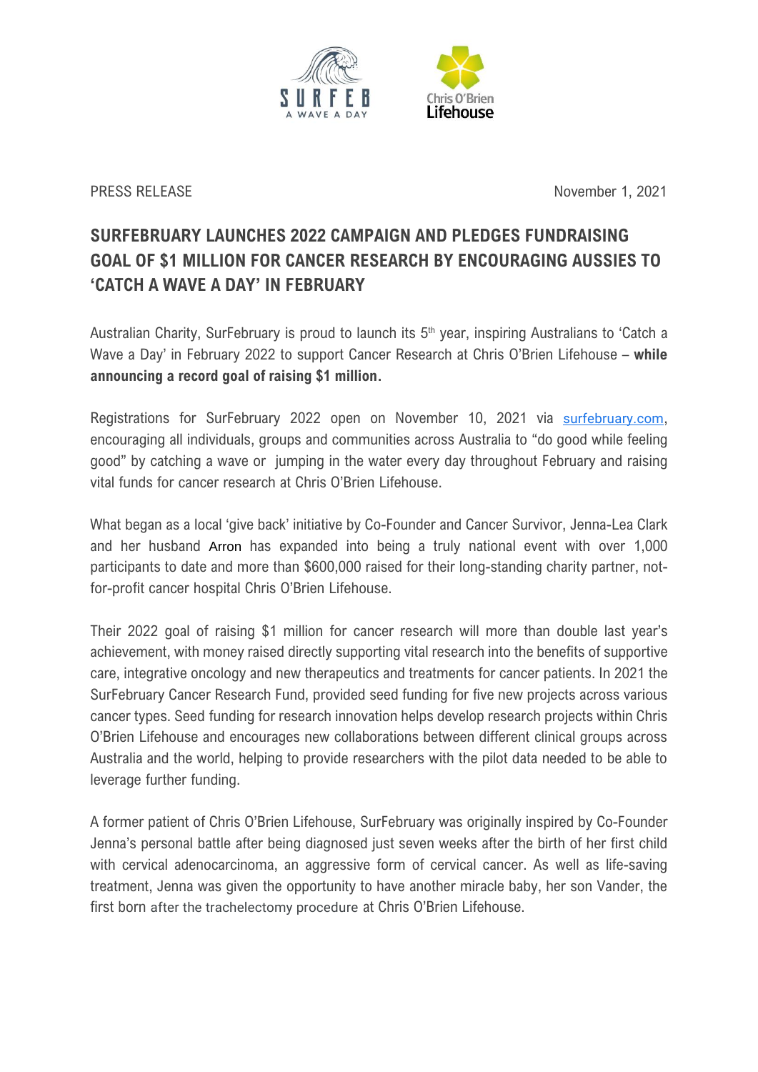PRESS RELEASE

November 1, 2021

# SURFEBRUARY LAUNCHES 2022 CAMPAIGN AND PLEDGES FUNDRAISING GOAL OF $1 MILLION FOR CANCER RESEARCH BY ENCOURAGING AUSSIES TO 'CATCH A WAVE A DAY' IN FEBRUARY

Australian Charity, SurFebruary is proud to launch its 5th year, inspiring Australians to 'Catch a Wave a Day' in February 2022 to support Cancer Research at Chris O'Brien Lifehouse – **while announcing a record goal of raising $1 million.**

Registrations for SurFebruary 2022 open on November 10, 2021 via [surfebruary.com](surfebruary.com), encouraging all individuals, groups and communities across Australia to "do good while feeling good" by catching a wave or jumping in the water every day throughout February and raising vital funds for cancer research at Chris O'Brien Lifehouse.

What began as a local 'give back' initiative by Co-Founder and Cancer Survivor, Jenna-Lea Clark and her husband Arron has expanded into being a truly national event with over 1,000 participants to date and more than $600,000 raised for their long-standing charity partner, not-for-profit cancer hospital Chris O'Brien Lifehouse.

Their 2022 goal of raising $1 million for cancer research will more than double last year's achievement, with money raised directly supporting vital research into the benefits of supportive care, integrative oncology and new therapeutics and treatments for cancer patients. In 2021 the SurFebruary Cancer Research Fund, provided seed funding for five new projects across various cancer types. Seed funding for research innovation helps develop research projects within Chris O'Brien Lifehouse and encourages new collaborations between different clinical groups across Australia and the world, helping to provide researchers with the pilot data needed to be able to leverage further funding.

A former patient of Chris O'Brien Lifehouse, SurFebruary was originally inspired by Co-Founder Jenna's personal battle after being diagnosed just seven weeks after the birth of her first child with cervical adenocarcinoma, an aggressive form of cervical cancer. As well as life-saving treatment, Jenna was given the opportunity to have another miracle baby, her son Vander, the first born after the trachelectomy procedure at Chris O'Brien Lifehouse.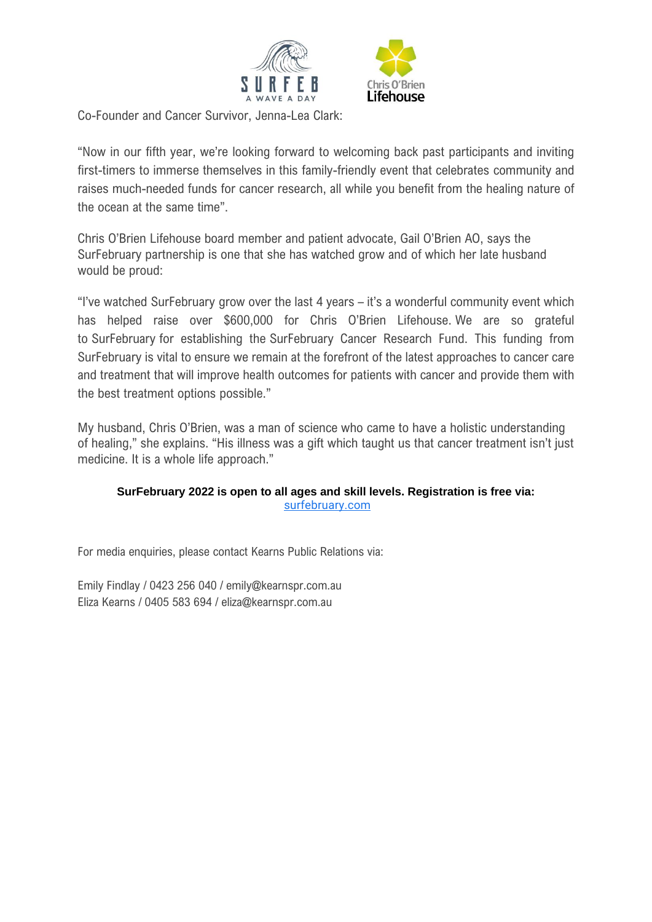Co-Founder and Cancer Survivor, Jenna-Lea Clark:

"Now in our fifth year, we're looking forward to welcoming back past participants and inviting first-timers to immerse themselves in this family-friendly event that celebrates community and raises much-needed funds for cancer research, all while you benefit from the healing nature of the ocean at the same time".

Chris O'Brien Lifehouse board member and patient advocate, Gail O'Brien AO, says the SurFebruary partnership is one that she has watched grow and of which her late husband would be proud:

"I've watched SurFebruary grow over the last 4 years – it's a wonderful community event which has helped raise over $600,000 for Chris O'Brien Lifehouse. We are so grateful to SurFebruary for establishing the SurFebruary Cancer Research Fund. This funding from SurFebruary is vital to ensure we remain at the forefront of the latest approaches to cancer care and treatment that will improve health outcomes for patients with cancer and provide them with the best treatment options possible."

My husband, Chris O'Brien, was a man of science who came to have a holistic understanding of healing," she explains. "His illness was a gift which taught us that cancer treatment isn't just medicine. It is a whole life approach."

**SurFebruary 2022 is open to all ages and skill levels. Registration is free via:**
[surfebruary.com](surfebruary.com)

For media enquiries, please contact Kearns Public Relations via:

Emily Findlay / 0423 256 040 / emily@kearnspr.com.au
Eliza Kearns / 0405 583 694 / eliza@kearnspr.com.au